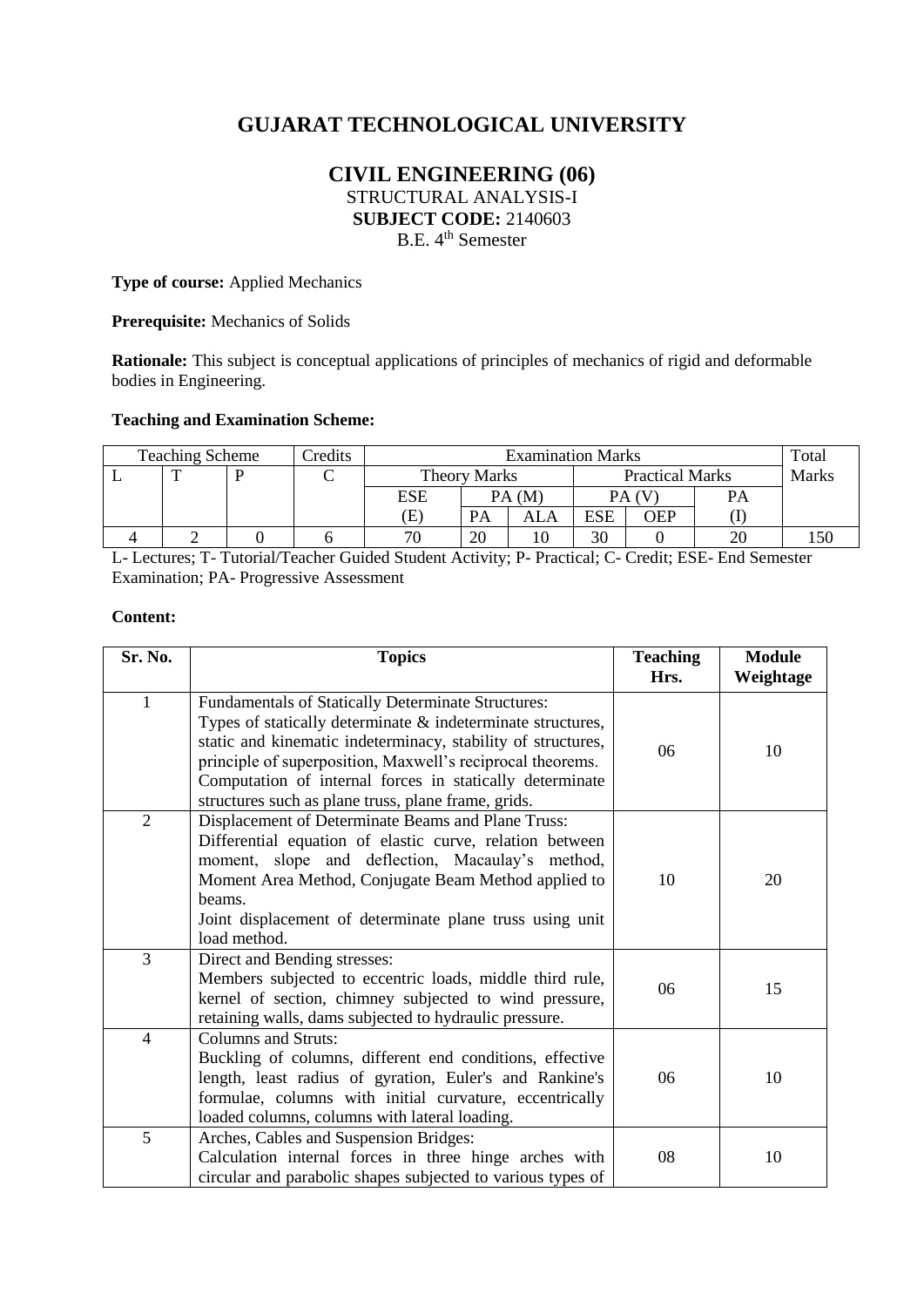# GUJARAT TECHNOLOGICAL UNIVERSITY

## CIVIL ENGINEERING (06)

STRUCTURAL ANALYSIS-I

**SUBJECT CODE:** 2140603

B.E. 4th Semester

**Type of course:** Applied Mechanics

**Prerequisite:** Mechanics of Solids

**Rationale:** This subject is conceptual applications of principles of mechanics of rigid and deformable bodies in Engineering.

**Teaching and Examination Scheme:**

| Teaching Scheme | | | Credits | Examination Marks | | | | | | Total Marks |
|---|---|---|---|---|---|---|---|---|---|---|
| L | T | P | C | Theory Marks | | | Practical Marks | | | |
| | | | | ESE (E) | PA (M) | | PA (V) | | PA (I) | |
| | | | | | PA | ALA | ESE | OEP | | |
| 4 | 2 | 0 | 6 | 70 | 20 | 10 | 30 | 0 | 20 | 150 |

L- Lectures; T- Tutorial/Teacher Guided Student Activity; P- Practical; C- Credit; ESE- End Semester Examination; PA- Progressive Assessment

**Content:**

| Sr. No. | Topics | Teaching Hrs. | Module Weightage |
|---|---|---|---|
| 1 | Fundamentals of Statically Determinate Structures: Types of statically determinate & indeterminate structures, static and kinematic indeterminacy, stability of structures, principle of superposition, Maxwell's reciprocal theorems. Computation of internal forces in statically determinate structures such as plane truss, plane frame, grids. | 06 | 10 |
| 2 | Displacement of Determinate Beams and Plane Truss: Differential equation of elastic curve, relation between moment, slope and deflection, Macaulay's method, Moment Area Method, Conjugate Beam Method applied to beams. Joint displacement of determinate plane truss using unit load method. | 10 | 20 |
| 3 | Direct and Bending stresses: Members subjected to eccentric loads, middle third rule, kernel of section, chimney subjected to wind pressure, retaining walls, dams subjected to hydraulic pressure. | 06 | 15 |
| 4 | Columns and Struts: Buckling of columns, different end conditions, effective length, least radius of gyration, Euler's and Rankine's formulae, columns with initial curvature, eccentrically loaded columns, columns with lateral loading. | 06 | 10 |
| 5 | Arches, Cables and Suspension Bridges: Calculation internal forces in three hinge arches with circular and parabolic shapes subjected to various types of | 08 | 10 |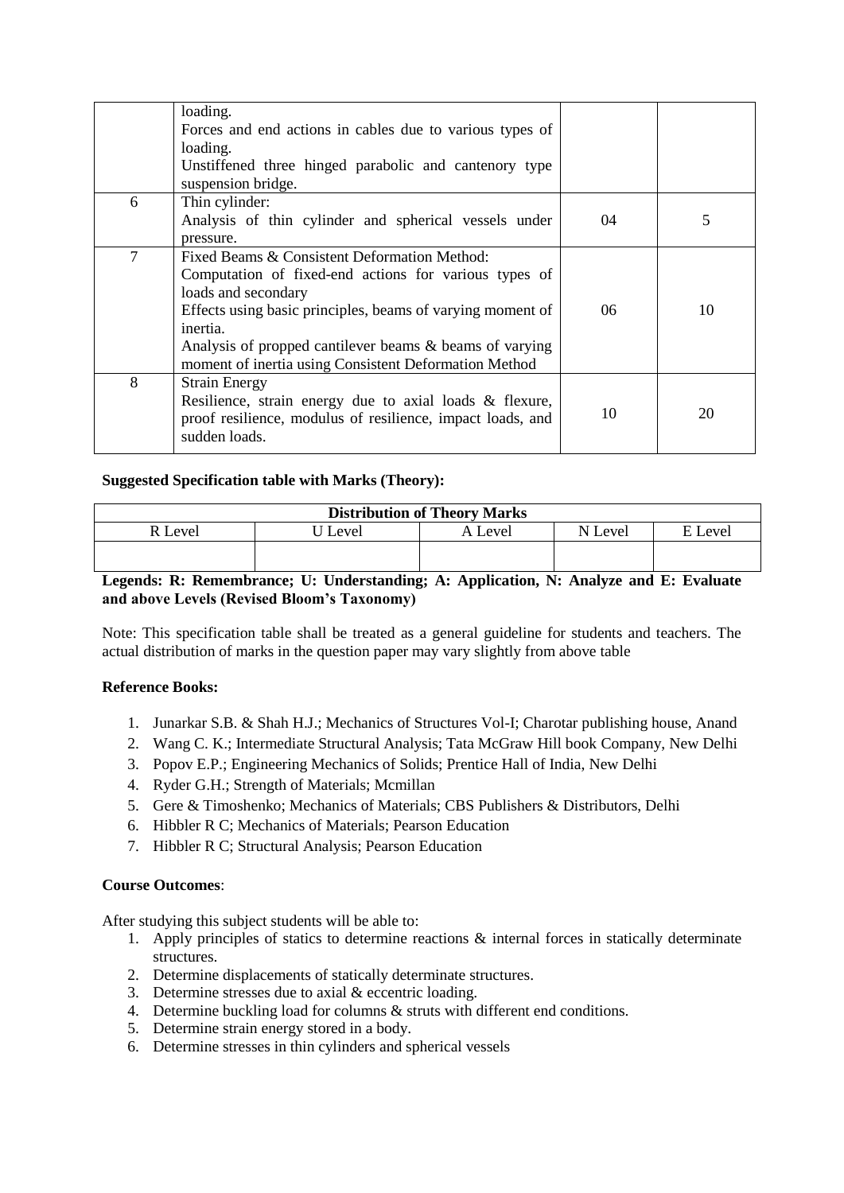|   | loading.<br>Forces and end actions in cables due to various types of loading.<br>Unstiffened three hinged parabolic and cantenory type suspension bridge. |   |   |
|---|---|---|---|
| 6 | Thin cylinder:<br>Analysis of thin cylinder and spherical vessels under pressure. | 04 | 5 |
| 7 | Fixed Beams & Consistent Deformation Method:<br>Computation of fixed-end actions for various types of loads and secondary<br>Effects using basic principles, beams of varying moment of inertia.<br>Analysis of propped cantilever beams & beams of varying moment of inertia using Consistent Deformation Method | 06 | 10 |
| 8 | Strain Energy<br>Resilience, strain energy due to axial loads & flexure, proof resilience, modulus of resilience, impact loads, and sudden loads. | 10 | 20 |

**Suggested Specification table with Marks (Theory):**

| Distribution of Theory Marks | | | | |
|---|---|---|---|---|
| R Level | U Level | A Level | N Level | E Level |
|   |   |   |   |   |

**Legends: R: Remembrance; U: Understanding; A: Application, N: Analyze and E: Evaluate and above Levels (Revised Bloom's Taxonomy)**

Note: This specification table shall be treated as a general guideline for students and teachers. The actual distribution of marks in the question paper may vary slightly from above table

**Reference Books:**

1. Junarkar S.B. & Shah H.J.; Mechanics of Structures Vol-I; Charotar publishing house, Anand
2. Wang C. K.; Intermediate Structural Analysis; Tata McGraw Hill book Company, New Delhi
3. Popov E.P.; Engineering Mechanics of Solids; Prentice Hall of India, New Delhi
4. Ryder G.H.; Strength of Materials; Mcmillan
5. Gere & Timoshenko; Mechanics of Materials; CBS Publishers & Distributors, Delhi
6. Hibbler R C; Mechanics of Materials; Pearson Education
7. Hibbler R C; Structural Analysis; Pearson Education

**Course Outcomes**:

After studying this subject students will be able to:

1. Apply principles of statics to determine reactions & internal forces in statically determinate structures.
2. Determine displacements of statically determinate structures.
3. Determine stresses due to axial & eccentric loading.
4. Determine buckling load for columns & struts with different end conditions.
5. Determine strain energy stored in a body.
6. Determine stresses in thin cylinders and spherical vessels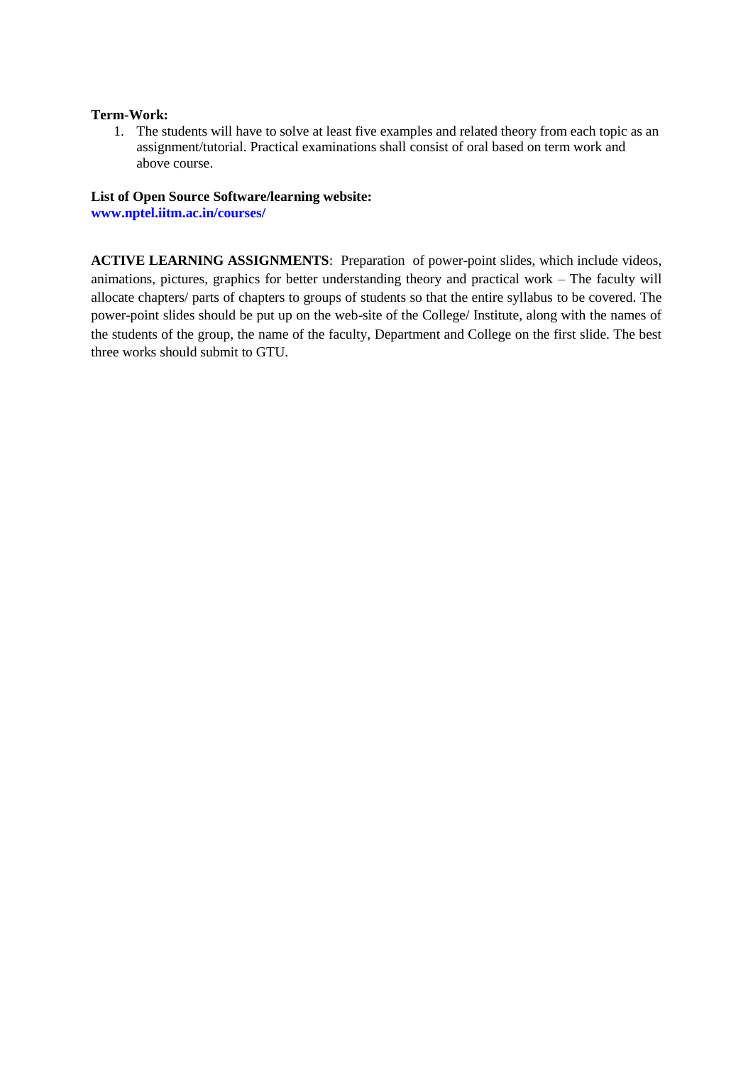**Term-Work:**

1. The students will have to solve at least five examples and related theory from each topic as an assignment/tutorial. Practical examinations shall consist of oral based on term work and above course.

**List of Open Source Software/learning website:**

**www.nptel.iitm.ac.in/courses/**

**ACTIVE LEARNING ASSIGNMENTS**: Preparation of power-point slides, which include videos, animations, pictures, graphics for better understanding theory and practical work – The faculty will allocate chapters/ parts of chapters to groups of students so that the entire syllabus to be covered. The power-point slides should be put up on the web-site of the College/ Institute, along with the names of the students of the group, the name of the faculty, Department and College on the first slide. The best three works should submit to GTU.